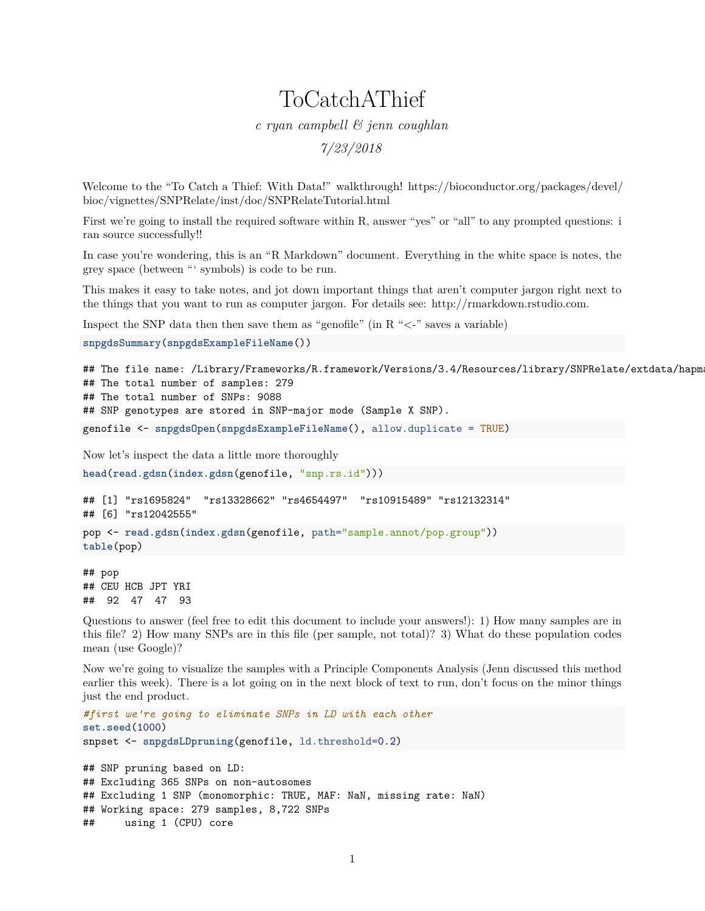# ToCatchAThief

*c ryan campbell & jenn coughlan*

*7/23/2018*

Welcome to the "To Catch a Thief: With Data!" walkthrough! https://bioconductor.org/packages/devel/bioc/vignettes/SNPRelate/inst/doc/SNPRelateTutorial.html

First we're going to install the required software within R, answer "yes" or "all" to any prompted questions: i ran source successfully!!

In case you're wondering, this is an "R Markdown" document. Everything in the white space is notes, the grey space (between "' symbols) is code to be run.

This makes it easy to take notes, and jot down important things that aren't computer jargon right next to the things that you want to run as computer jargon. For details see: http://rmarkdown.rstudio.com.

Inspect the SNP data then then save them as "genofile" (in R "<-" saves a variable)

```
snpgdsSummary(snpgdsExampleFileName())
```

```
## The file name: /Library/Frameworks/R.framework/Versions/3.4/Resources/library/SNPRelate/extdata/hapma
## The total number of samples: 279
## The total number of SNPs: 9088
## SNP genotypes are stored in SNP-major mode (Sample X SNP).
```

```
genofile <- snpgdsOpen(snpgdsExampleFileName(), allow.duplicate = TRUE)
```

Now let's inspect the data a little more thoroughly

```
head(read.gdsn(index.gdsn(genofile, "snp.rs.id")))
```

```
## [1] "rs1695824"  "rs13328662" "rs4654497"  "rs10915489" "rs12132314"
## [6] "rs12042555"
```

```
pop <- read.gdsn(index.gdsn(genofile, path="sample.annot/pop.group"))
table(pop)
```

```
## pop
## CEU HCB JPT YRI
##  92  47  47  93
```

Questions to answer (feel free to edit this document to include your answers!): 1) How many samples are in this file? 2) How many SNPs are in this file (per sample, not total)? 3) What do these population codes mean (use Google)?

Now we're going to visualize the samples with a Principle Components Analysis (Jenn discussed this method earlier this week). There is a lot going on in the next block of text to run, don't focus on the minor things just the end product.

```
#first we're going to eliminate SNPs in LD with each other
set.seed(1000)
snpset <- snpgdsLDpruning(genofile, ld.threshold=0.2)
```

```
## SNP pruning based on LD:
## Excluding 365 SNPs on non-autosomes
## Excluding 1 SNP (monomorphic: TRUE, MAF: NaN, missing rate: NaN)
## Working space: 279 samples, 8,722 SNPs
##     using 1 (CPU) core
```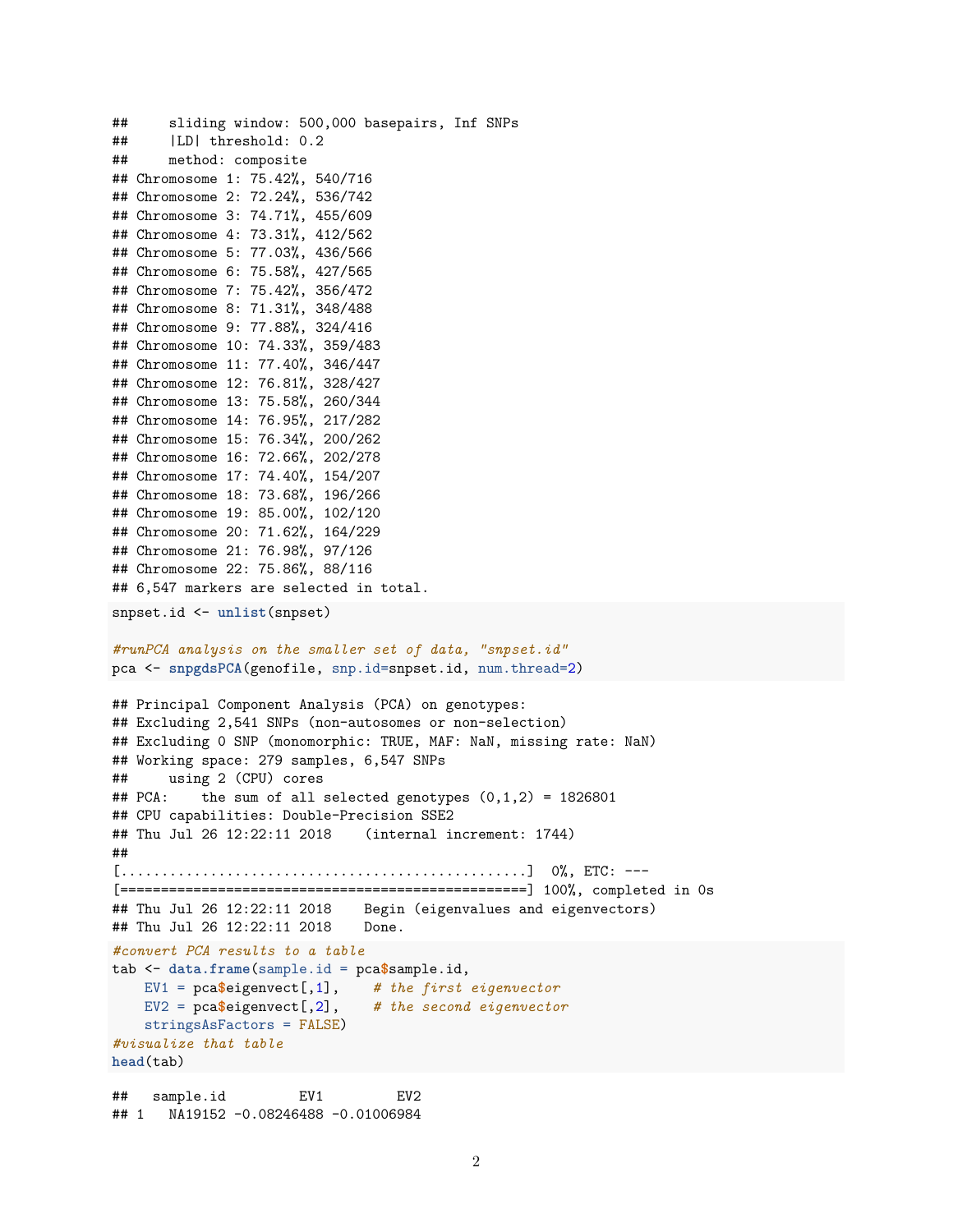```
##     sliding window: 500,000 basepairs, Inf SNPs
##     |LD| threshold: 0.2
##     method: composite
## Chromosome 1: 75.42%, 540/716
## Chromosome 2: 72.24%, 536/742
## Chromosome 3: 74.71%, 455/609
## Chromosome 4: 73.31%, 412/562
## Chromosome 5: 77.03%, 436/566
## Chromosome 6: 75.58%, 427/565
## Chromosome 7: 75.42%, 356/472
## Chromosome 8: 71.31%, 348/488
## Chromosome 9: 77.88%, 324/416
## Chromosome 10: 74.33%, 359/483
## Chromosome 11: 77.40%, 346/447
## Chromosome 12: 76.81%, 328/427
## Chromosome 13: 75.58%, 260/344
## Chromosome 14: 76.95%, 217/282
## Chromosome 15: 76.34%, 200/262
## Chromosome 16: 72.66%, 202/278
## Chromosome 17: 74.40%, 154/207
## Chromosome 18: 73.68%, 196/266
## Chromosome 19: 85.00%, 102/120
## Chromosome 20: 71.62%, 164/229
## Chromosome 21: 76.98%, 97/126
## Chromosome 22: 75.86%, 88/116
## 6,547 markers are selected in total.
```

```
snpset.id <- unlist(snpset)

#runPCA analysis on the smaller set of data, "snpset.id"
pca <- snpgdsPCA(genofile, snp.id=snpset.id, num.thread=2)
```

```
## Principal Component Analysis (PCA) on genotypes:
## Excluding 2,541 SNPs (non-autosomes or non-selection)
## Excluding 0 SNP (monomorphic: TRUE, MAF: NaN, missing rate: NaN)
## Working space: 279 samples, 6,547 SNPs
##     using 2 (CPU) cores
## PCA:    the sum of all selected genotypes (0,1,2) = 1826801
## CPU capabilities: Double-Precision SSE2
## Thu Jul 26 12:22:11 2018    (internal increment: 1744)
##
[..................................................]  0%, ETC: ---
[==================================================] 100%, completed in 0s
## Thu Jul 26 12:22:11 2018    Begin (eigenvalues and eigenvectors)
## Thu Jul 26 12:22:11 2018    Done.
```

```
#convert PCA results to a table
tab <- data.frame(sample.id = pca$sample.id,
    EV1 = pca$eigenvect[,1],    # the first eigenvector
    EV2 = pca$eigenvect[,2],    # the second eigenvector
    stringsAsFactors = FALSE)
#visualize that table
head(tab)
```

```
##   sample.id         EV1         EV2
## 1   NA19152 -0.08246488 -0.01006984
```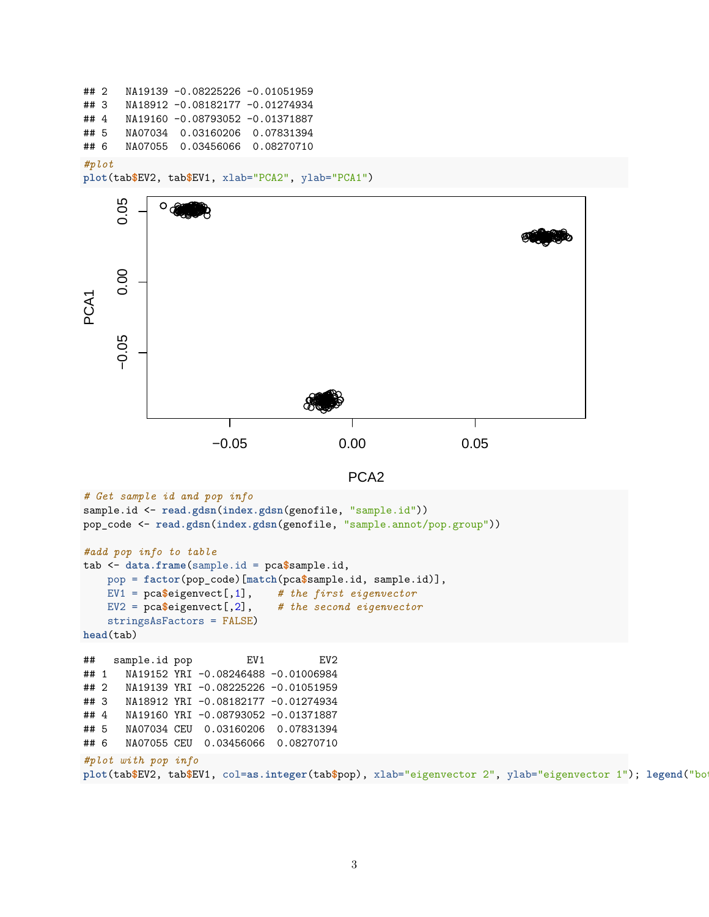```
## 2   NA19139 -0.08225226 -0.01051959
## 3   NA18912 -0.08182177 -0.01274934
## 4   NA19160 -0.08793052 -0.01371887
## 5   NA07034  0.03160206  0.07831394
## 6   NA07055  0.03456066  0.08270710
```

```
#plot
plot(tab$EV2, tab$EV1, xlab="PCA2", ylab="PCA1")
```

```
# Get sample id and pop info
sample.id <- read.gdsn(index.gdsn(genofile, "sample.id"))
pop_code <- read.gdsn(index.gdsn(genofile, "sample.annot/pop.group"))

#add pop info to table
tab <- data.frame(sample.id = pca$sample.id,
    pop = factor(pop_code)[match(pca$sample.id, sample.id)],
    EV1 = pca$eigenvect[,1],    # the first eigenvector
    EV2 = pca$eigenvect[,2],    # the second eigenvector
    stringsAsFactors = FALSE)
head(tab)
```

```
##   sample.id pop         EV1         EV2
## 1   NA19152 YRI -0.08246488 -0.01006984
## 2   NA19139 YRI -0.08225226 -0.01051959
## 3   NA18912 YRI -0.08182177 -0.01274934
## 4   NA19160 YRI -0.08793052 -0.01371887
## 5   NA07034 CEU  0.03160206  0.07831394
## 6   NA07055 CEU  0.03456066  0.08270710
```

```
#plot with pop info
plot(tab$EV2, tab$EV1, col=as.integer(tab$pop), xlab="eigenvector 2", ylab="eigenvector 1"); legend("bo
```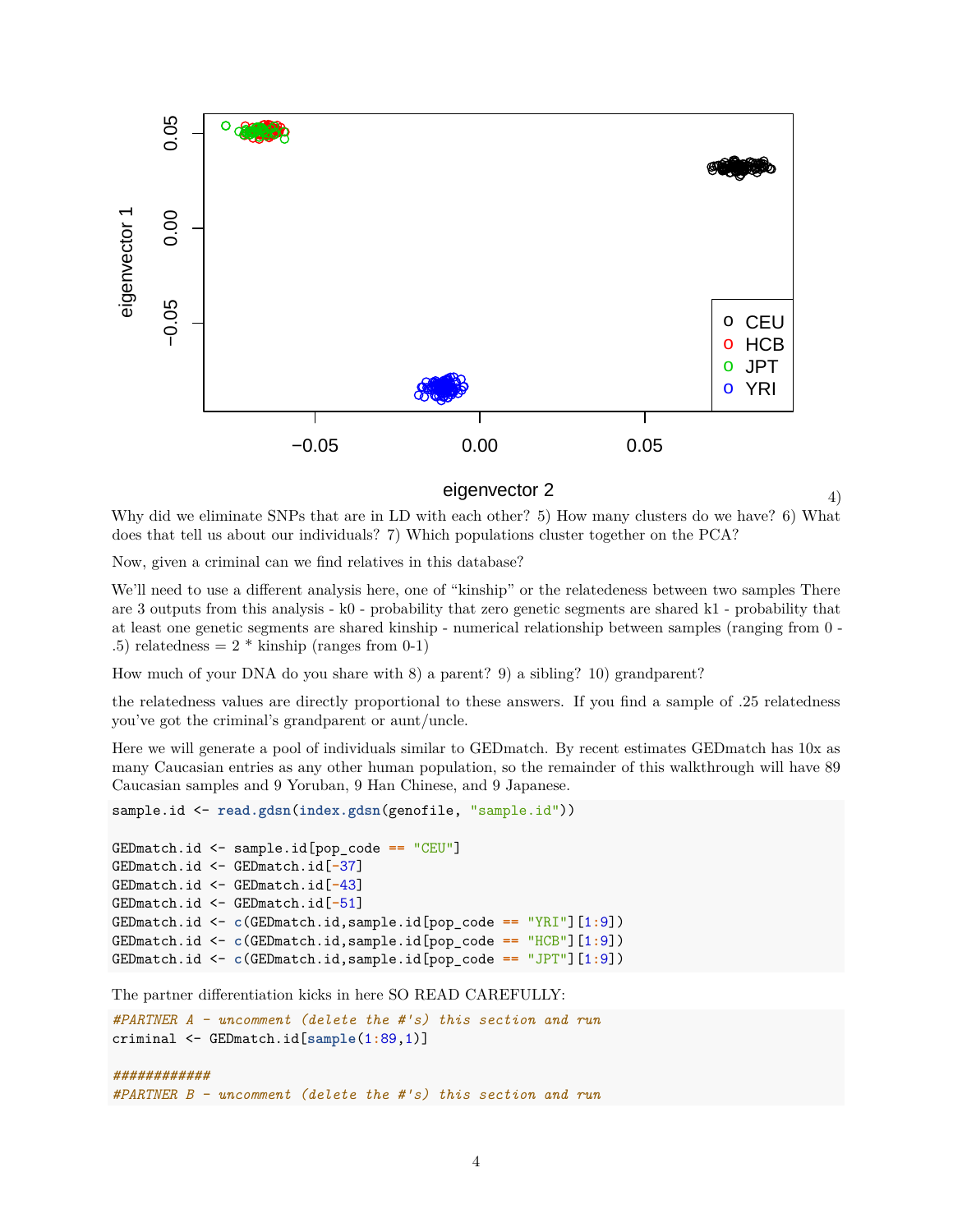4) Why did we eliminate SNPs that are in LD with each other? 5) How many clusters do we have? 6) What does that tell us about our individuals? 7) Which populations cluster together on the PCA?

Now, given a criminal can we find relatives in this database?

We'll need to use a different analysis here, one of "kinship" or the relatedeness between two samples There are 3 outputs from this analysis - k0 - probability that zero genetic segments are shared k1 - probability that at least one genetic segments are shared kinship - numerical relationship between samples (ranging from 0 - .5) relatedness = 2 * kinship (ranges from 0-1)

How much of your DNA do you share with 8) a parent? 9) a sibling? 10) grandparent?

the relatedness values are directly proportional to these answers. If you find a sample of .25 relatedness you've got the criminal's grandparent or aunt/uncle.

Here we will generate a pool of individuals similar to GEDmatch. By recent estimates GEDmatch has 10x as many Caucasian entries as any other human population, so the remainder of this walkthrough will have 89 Caucasian samples and 9 Yoruban, 9 Han Chinese, and 9 Japanese.

```
sample.id <- read.gdsn(index.gdsn(genofile, "sample.id"))

GEDmatch.id <- sample.id[pop_code == "CEU"]
GEDmatch.id <- GEDmatch.id[-37]
GEDmatch.id <- GEDmatch.id[-43]
GEDmatch.id <- GEDmatch.id[-51]
GEDmatch.id <- c(GEDmatch.id,sample.id[pop_code == "YRI"][1:9])
GEDmatch.id <- c(GEDmatch.id,sample.id[pop_code == "HCB"][1:9])
GEDmatch.id <- c(GEDmatch.id,sample.id[pop_code == "JPT"][1:9])
```

The partner differentiation kicks in here SO READ CAREFULLY:

```
#PARTNER A - uncomment (delete the #'s) this section and run
criminal <- GEDmatch.id[sample(1:89,1)]

############
#PARTNER B - uncomment (delete the #'s) this section and run
```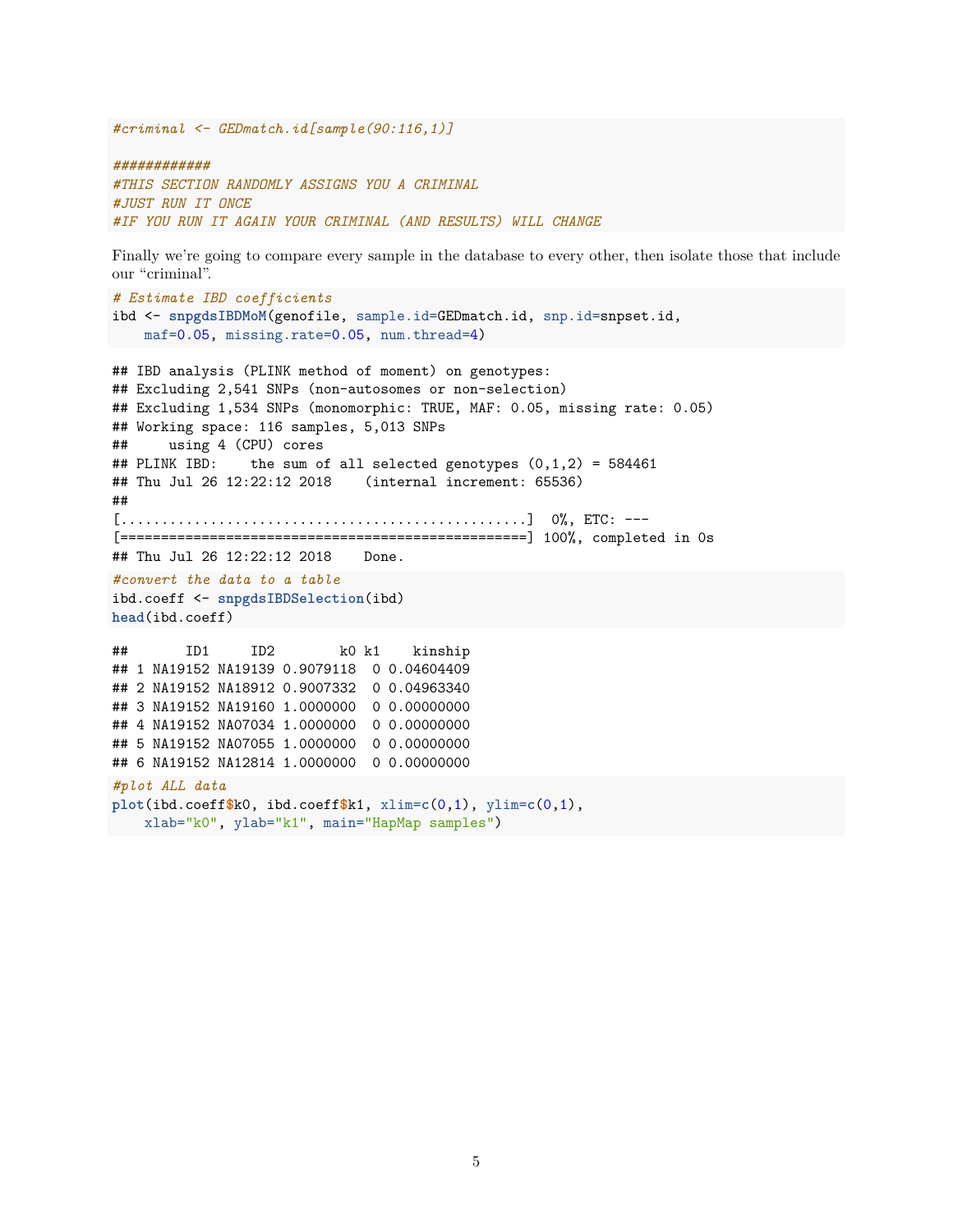```
#criminal <- GEDmatch.id[sample(90:116,1)]

############
#THIS SECTION RANDOMLY ASSIGNS YOU A CRIMINAL
#JUST RUN IT ONCE
#IF YOU RUN IT AGAIN YOUR CRIMINAL (AND RESULTS) WILL CHANGE
```

Finally we're going to compare every sample in the database to every other, then isolate those that include our "criminal".

```
# Estimate IBD coefficients
ibd <- snpgdsIBDMoM(genofile, sample.id=GEDmatch.id, snp.id=snpset.id,
    maf=0.05, missing.rate=0.05, num.thread=4)
```

```
## IBD analysis (PLINK method of moment) on genotypes:
## Excluding 2,541 SNPs (non-autosomes or non-selection)
## Excluding 1,534 SNPs (monomorphic: TRUE, MAF: 0.05, missing rate: 0.05)
## Working space: 116 samples, 5,013 SNPs
##     using 4 (CPU) cores
## PLINK IBD:    the sum of all selected genotypes (0,1,2) = 584461
## Thu Jul 26 12:22:12 2018    (internal increment: 65536)
##
[..................................................]  0%, ETC: ---
[==================================================] 100%, completed in 0s
## Thu Jul 26 12:22:12 2018    Done.
```

```
#convert the data to a table
ibd.coeff <- snpgdsIBDSelection(ibd)
head(ibd.coeff)
```

```
##       ID1     ID2        k0 k1    kinship
## 1 NA19152 NA19139 0.9079118  0 0.04604409
## 2 NA19152 NA18912 0.9007332  0 0.04963340
## 3 NA19152 NA19160 1.0000000  0 0.00000000
## 4 NA19152 NA07034 1.0000000  0 0.00000000
## 5 NA19152 NA07055 1.0000000  0 0.00000000
## 6 NA19152 NA12814 1.0000000  0 0.00000000
```

```
#plot ALL data
plot(ibd.coeff$k0, ibd.coeff$k1, xlim=c(0,1), ylim=c(0,1),
    xlab="k0", ylab="k1", main="HapMap samples")
```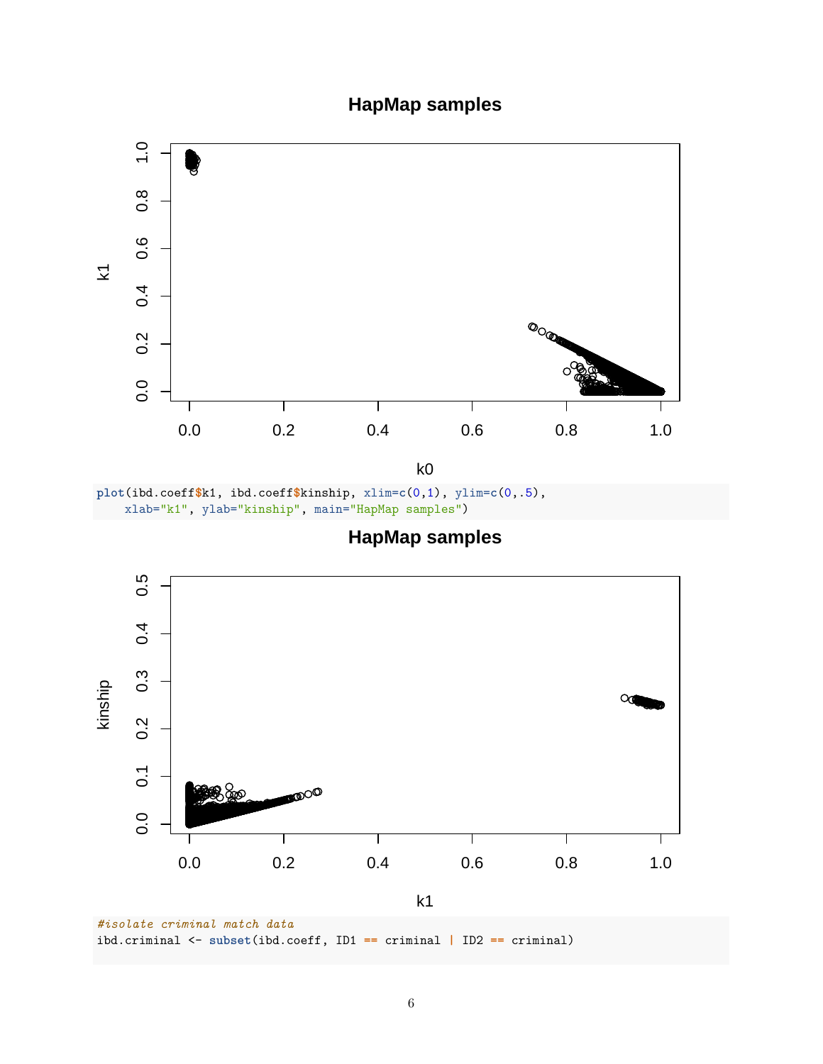```r
plot(ibd.coeff$k1, ibd.coeff$kinship, xlim=c(0,1), ylim=c(0,.5),
    xlab="k1", ylab="kinship", main="HapMap samples")
```

```r
#isolate criminal match data
ibd.criminal <- subset(ibd.coeff, ID1 == criminal | ID2 == criminal)
```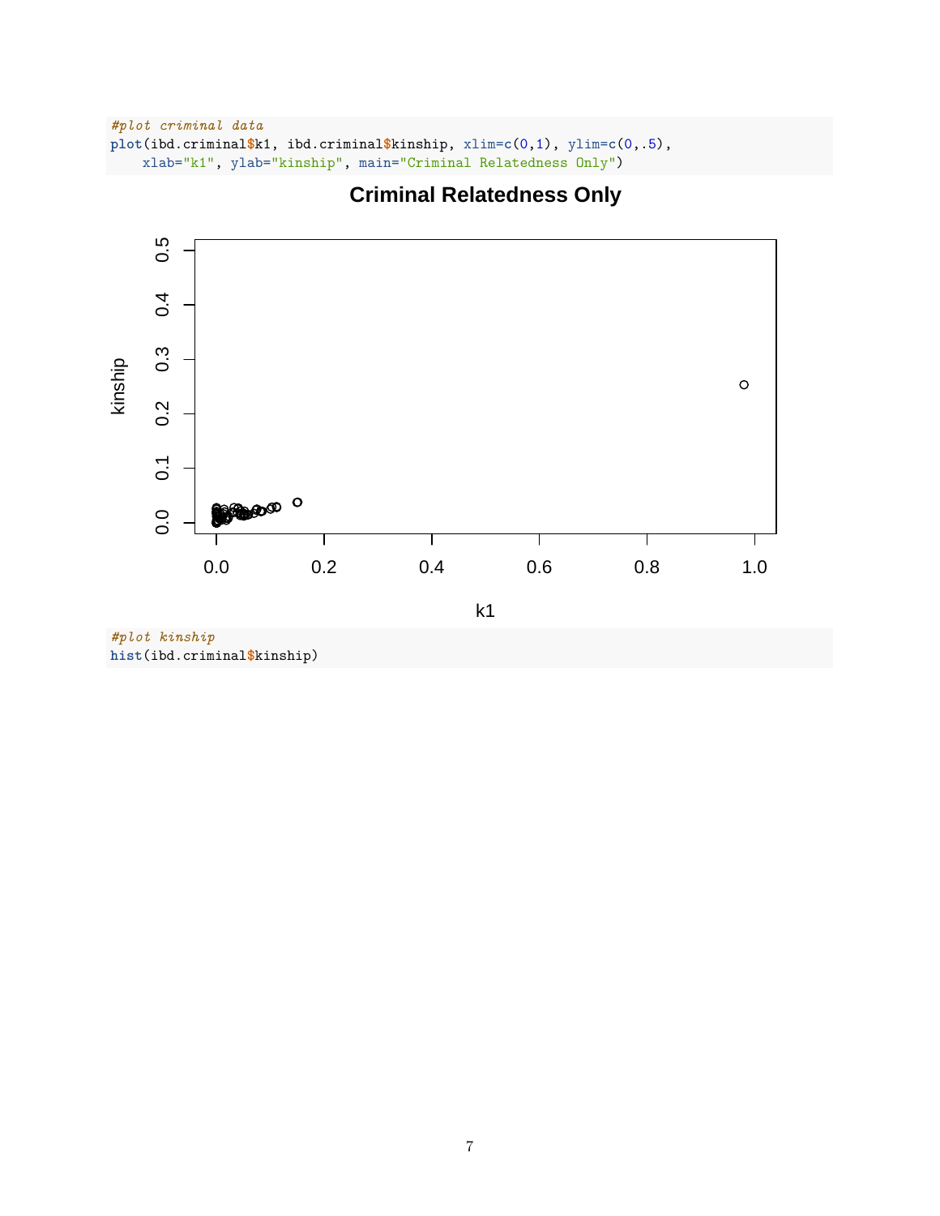```r
#plot criminal data
plot(ibd.criminal$k1, ibd.criminal$kinship, xlim=c(0,1), ylim=c(0,.5),
    xlab="k1", ylab="kinship", main="Criminal Relatedness Only")
```

```r
#plot kinship
hist(ibd.criminal$kinship)
```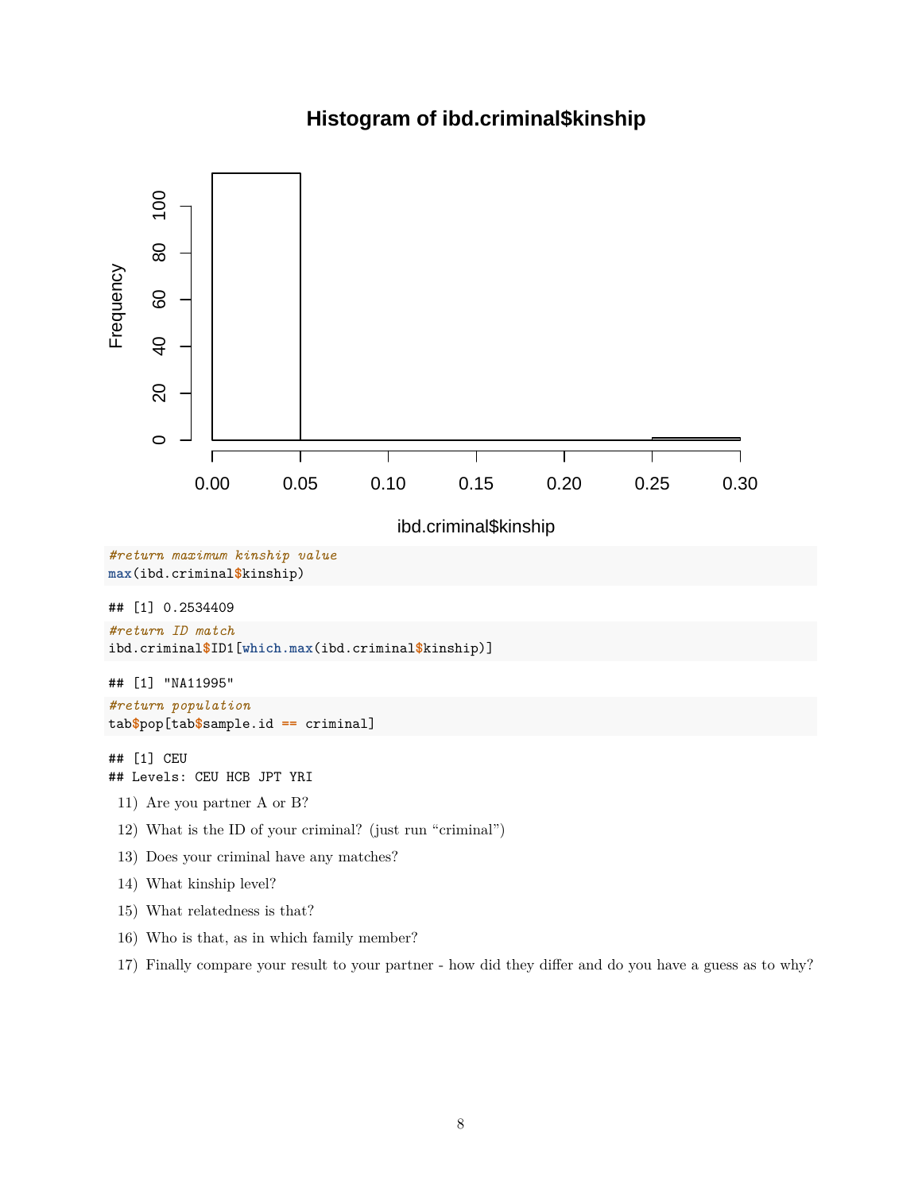Histogram of ibd.criminal$kinship

Frequency

0
20
40
60
80
100

0.00
0.05
0.10
0.15
0.20
0.25
0.30

ibd.criminal$kinship

```
#return maximum kinship value
max(ibd.criminal$kinship)
```

```
## [1] 0.2534409
```

```
#return ID match
ibd.criminal$ID1[which.max(ibd.criminal$kinship)]
```

```
## [1] "NA11995"
```

```
#return population
tab$pop[tab$sample.id == criminal]
```

```
## [1] CEU
## Levels: CEU HCB JPT YRI
```

11) Are you partner A or B?
12) What is the ID of your criminal? (just run "criminal")
13) Does your criminal have any matches?
14) What kinship level?
15) What relatedness is that?
16) Who is that, as in which family member?
17) Finally compare your result to your partner - how did they differ and do you have a guess as to why?